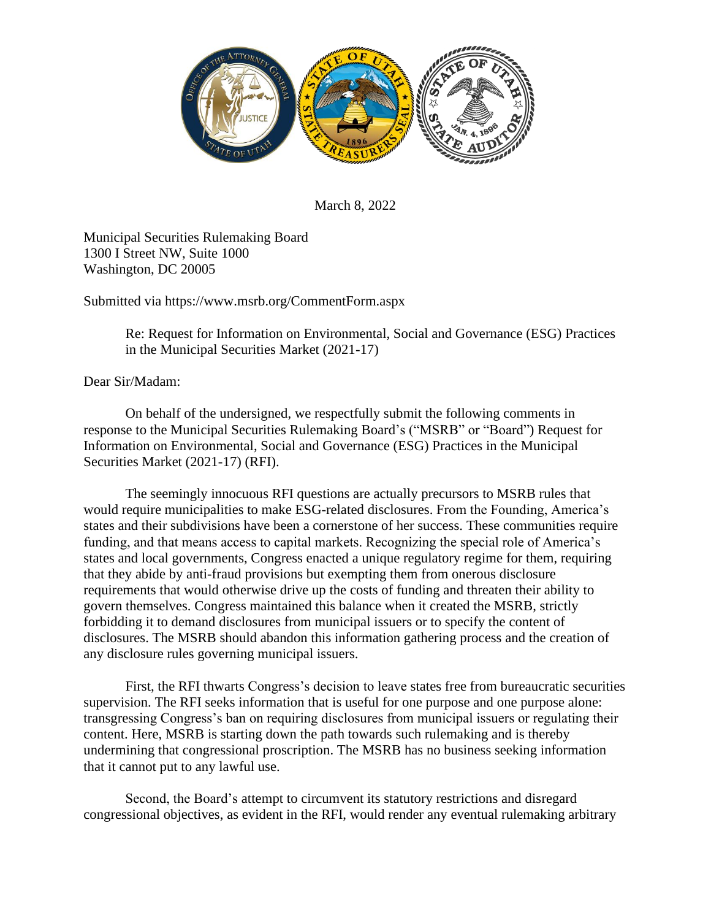March 8, 2022

Municipal Securities Rulemaking Board
1300 I Street NW, Suite 1000
Washington, DC 20005

Submitted via https://www.msrb.org/CommentForm.aspx

> Re: Request for Information on Environmental, Social and Governance (ESG) Practices in the Municipal Securities Market (2021-17)

Dear Sir/Madam:

On behalf of the undersigned, we respectfully submit the following comments in response to the Municipal Securities Rulemaking Board's ("MSRB" or "Board") Request for Information on Environmental, Social and Governance (ESG) Practices in the Municipal Securities Market (2021-17) (RFI).

The seemingly innocuous RFI questions are actually precursors to MSRB rules that would require municipalities to make ESG-related disclosures. From the Founding, America's states and their subdivisions have been a cornerstone of her success. These communities require funding, and that means access to capital markets. Recognizing the special role of America's states and local governments, Congress enacted a unique regulatory regime for them, requiring that they abide by anti-fraud provisions but exempting them from onerous disclosure requirements that would otherwise drive up the costs of funding and threaten their ability to govern themselves. Congress maintained this balance when it created the MSRB, strictly forbidding it to demand disclosures from municipal issuers or to specify the content of disclosures. The MSRB should abandon this information gathering process and the creation of any disclosure rules governing municipal issuers.

First, the RFI thwarts Congress's decision to leave states free from bureaucratic securities supervision. The RFI seeks information that is useful for one purpose and one purpose alone: transgressing Congress's ban on requiring disclosures from municipal issuers or regulating their content. Here, MSRB is starting down the path towards such rulemaking and is thereby undermining that congressional proscription. The MSRB has no business seeking information that it cannot put to any lawful use.

Second, the Board's attempt to circumvent its statutory restrictions and disregard congressional objectives, as evident in the RFI, would render any eventual rulemaking arbitrary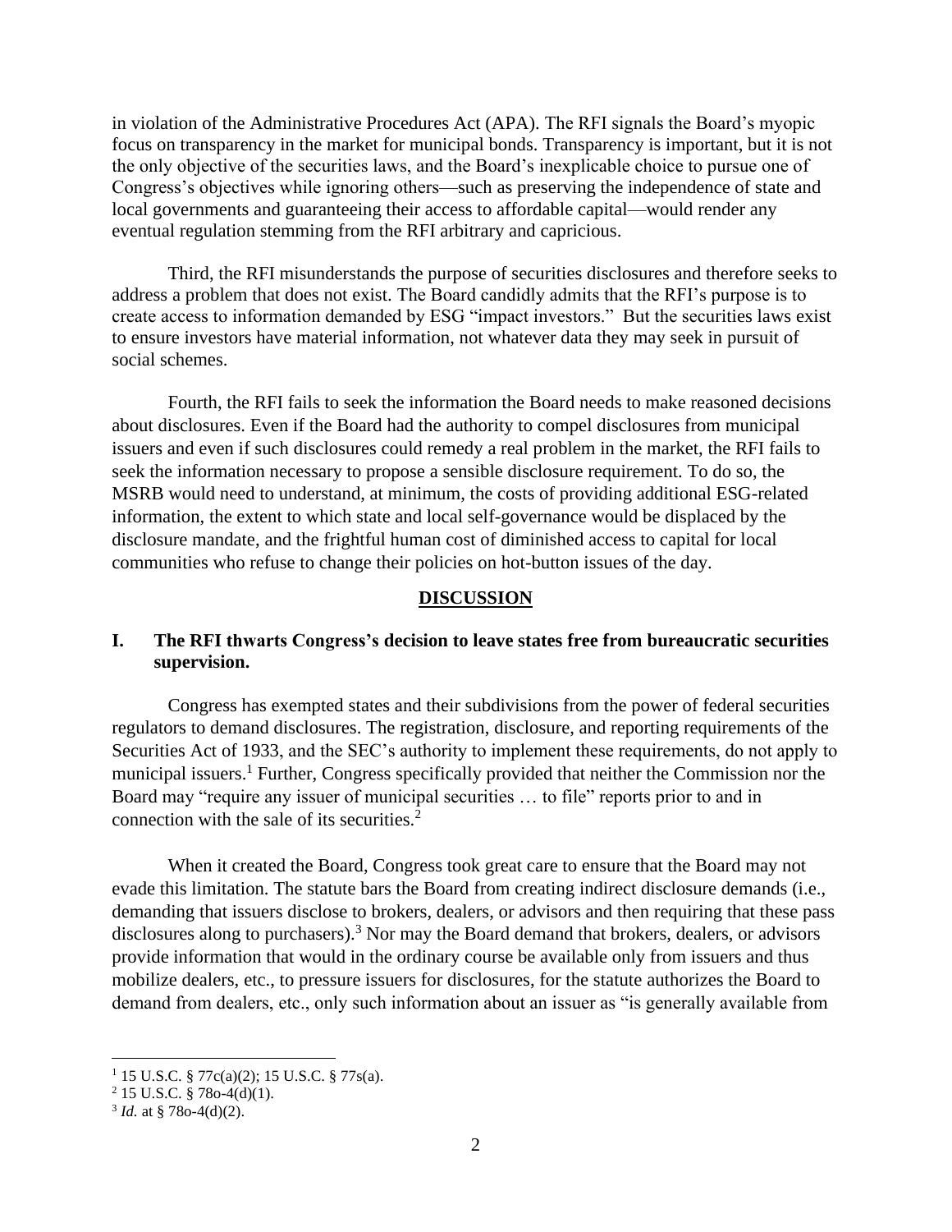in violation of the Administrative Procedures Act (APA). The RFI signals the Board's myopic focus on transparency in the market for municipal bonds. Transparency is important, but it is not the only objective of the securities laws, and the Board's inexplicable choice to pursue one of Congress's objectives while ignoring others—such as preserving the independence of state and local governments and guaranteeing their access to affordable capital—would render any eventual regulation stemming from the RFI arbitrary and capricious.

Third, the RFI misunderstands the purpose of securities disclosures and therefore seeks to address a problem that does not exist. The Board candidly admits that the RFI's purpose is to create access to information demanded by ESG "impact investors." But the securities laws exist to ensure investors have material information, not whatever data they may seek in pursuit of social schemes.

Fourth, the RFI fails to seek the information the Board needs to make reasoned decisions about disclosures. Even if the Board had the authority to compel disclosures from municipal issuers and even if such disclosures could remedy a real problem in the market, the RFI fails to seek the information necessary to propose a sensible disclosure requirement. To do so, the MSRB would need to understand, at minimum, the costs of providing additional ESG-related information, the extent to which state and local self-governance would be displaced by the disclosure mandate, and the frightful human cost of diminished access to capital for local communities who refuse to change their policies on hot-button issues of the day.

## DISCUSSION

### I. The RFI thwarts Congress's decision to leave states free from bureaucratic securities supervision.

Congress has exempted states and their subdivisions from the power of federal securities regulators to demand disclosures. The registration, disclosure, and reporting requirements of the Securities Act of 1933, and the SEC's authority to implement these requirements, do not apply to municipal issuers.[1] Further, Congress specifically provided that neither the Commission nor the Board may "require any issuer of municipal securities … to file" reports prior to and in connection with the sale of its securities.[2]

When it created the Board, Congress took great care to ensure that the Board may not evade this limitation. The statute bars the Board from creating indirect disclosure demands (i.e., demanding that issuers disclose to brokers, dealers, or advisors and then requiring that these pass disclosures along to purchasers).[3] Nor may the Board demand that brokers, dealers, or advisors provide information that would in the ordinary course be available only from issuers and thus mobilize dealers, etc., to pressure issuers for disclosures, for the statute authorizes the Board to demand from dealers, etc., only such information about an issuer as "is generally available from

[1] 15 U.S.C. § 77c(a)(2); 15 U.S.C. § 77s(a).

[2] 15 U.S.C. § 78o-4(d)(1).

[3] *Id.* at § 78o-4(d)(2).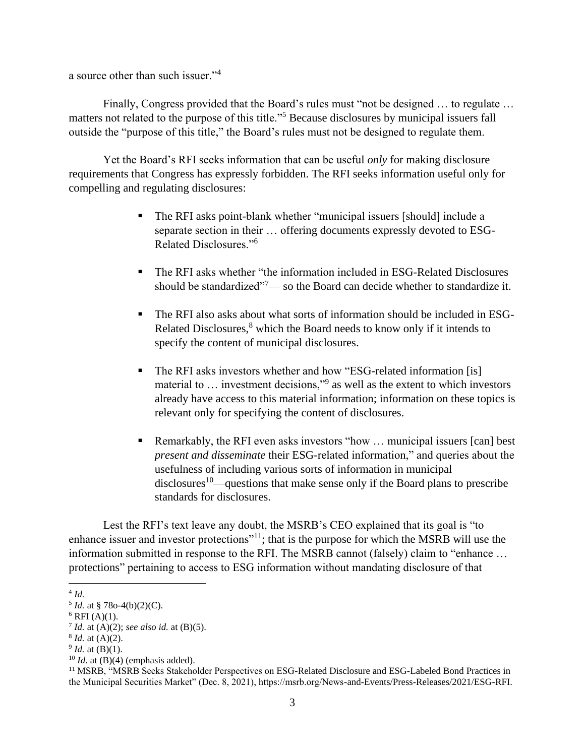a source other than such issuer."[4]

Finally, Congress provided that the Board's rules must "not be designed … to regulate … matters not related to the purpose of this title."[5] Because disclosures by municipal issuers fall outside the "purpose of this title," the Board's rules must not be designed to regulate them.

Yet the Board's RFI seeks information that can be useful *only* for making disclosure requirements that Congress has expressly forbidden. The RFI seeks information useful only for compelling and regulating disclosures:

- The RFI asks point-blank whether "municipal issuers [should] include a separate section in their … offering documents expressly devoted to ESG-Related Disclosures."[6]
- The RFI asks whether "the information included in ESG-Related Disclosures should be standardized"[7]— so the Board can decide whether to standardize it.
- The RFI also asks about what sorts of information should be included in ESG-Related Disclosures,[8] which the Board needs to know only if it intends to specify the content of municipal disclosures.
- The RFI asks investors whether and how "ESG-related information [is] material to … investment decisions,"[9] as well as the extent to which investors already have access to this material information; information on these topics is relevant only for specifying the content of disclosures.
- Remarkably, the RFI even asks investors "how … municipal issuers [can] best *present and disseminate* their ESG-related information," and queries about the usefulness of including various sorts of information in municipal disclosures[10]—questions that make sense only if the Board plans to prescribe standards for disclosures.

Lest the RFI's text leave any doubt, the MSRB's CEO explained that its goal is "to enhance issuer and investor protections"[11]; that is the purpose for which the MSRB will use the information submitted in response to the RFI. The MSRB cannot (falsely) claim to "enhance … protections" pertaining to access to ESG information without mandating disclosure of that

---

[4] *Id.*

[5] *Id.* at § 78o-4(b)(2)(C).

[6] RFI (A)(1).

[7] *Id.* at (A)(2); *see also id.* at (B)(5).

[8] *Id.* at (A)(2).

[9] *Id.* at (B)(1).

[10] *Id.* at (B)(4) (emphasis added).

[11] MSRB, "MSRB Seeks Stakeholder Perspectives on ESG-Related Disclosure and ESG-Labeled Bond Practices in the Municipal Securities Market" (Dec. 8, 2021), https://msrb.org/News-and-Events/Press-Releases/2021/ESG-RFI.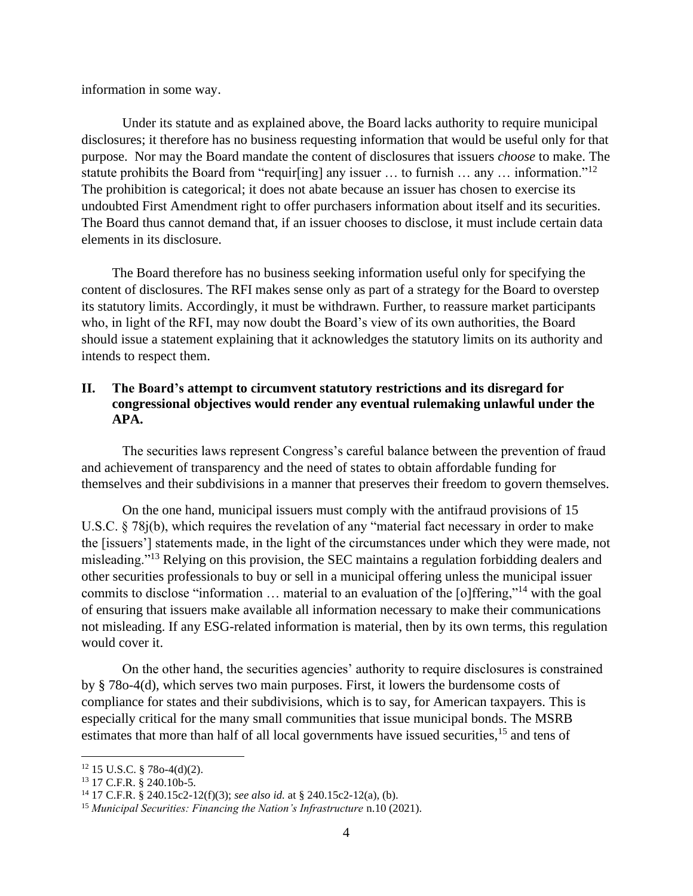information in some way.

Under its statute and as explained above, the Board lacks authority to require municipal disclosures; it therefore has no business requesting information that would be useful only for that purpose. Nor may the Board mandate the content of disclosures that issuers *choose* to make. The statute prohibits the Board from "requir[ing] any issuer … to furnish … any … information."[12] The prohibition is categorical; it does not abate because an issuer has chosen to exercise its undoubted First Amendment right to offer purchasers information about itself and its securities. The Board thus cannot demand that, if an issuer chooses to disclose, it must include certain data elements in its disclosure.

The Board therefore has no business seeking information useful only for specifying the content of disclosures. The RFI makes sense only as part of a strategy for the Board to overstep its statutory limits. Accordingly, it must be withdrawn. Further, to reassure market participants who, in light of the RFI, may now doubt the Board's view of its own authorities, the Board should issue a statement explaining that it acknowledges the statutory limits on its authority and intends to respect them.

## II. The Board's attempt to circumvent statutory restrictions and its disregard for congressional objectives would render any eventual rulemaking unlawful under the APA.

The securities laws represent Congress's careful balance between the prevention of fraud and achievement of transparency and the need of states to obtain affordable funding for themselves and their subdivisions in a manner that preserves their freedom to govern themselves.

On the one hand, municipal issuers must comply with the antifraud provisions of 15 U.S.C. § 78j(b), which requires the revelation of any "material fact necessary in order to make the [issuers'] statements made, in the light of the circumstances under which they were made, not misleading."[13] Relying on this provision, the SEC maintains a regulation forbidding dealers and other securities professionals to buy or sell in a municipal offering unless the municipal issuer commits to disclose "information … material to an evaluation of the [o]ffering,"[14] with the goal of ensuring that issuers make available all information necessary to make their communications not misleading. If any ESG-related information is material, then by its own terms, this regulation would cover it.

On the other hand, the securities agencies' authority to require disclosures is constrained by § 78o-4(d), which serves two main purposes. First, it lowers the burdensome costs of compliance for states and their subdivisions, which is to say, for American taxpayers. This is especially critical for the many small communities that issue municipal bonds. The MSRB estimates that more than half of all local governments have issued securities,[15] and tens of

---

[12] 15 U.S.C. § 78o-4(d)(2).

[13] 17 C.F.R. § 240.10b-5.

[14] 17 C.F.R. § 240.15c2-12(f)(3); *see also id.* at § 240.15c2-12(a), (b).

[15] *Municipal Securities: Financing the Nation's Infrastructure* n.10 (2021).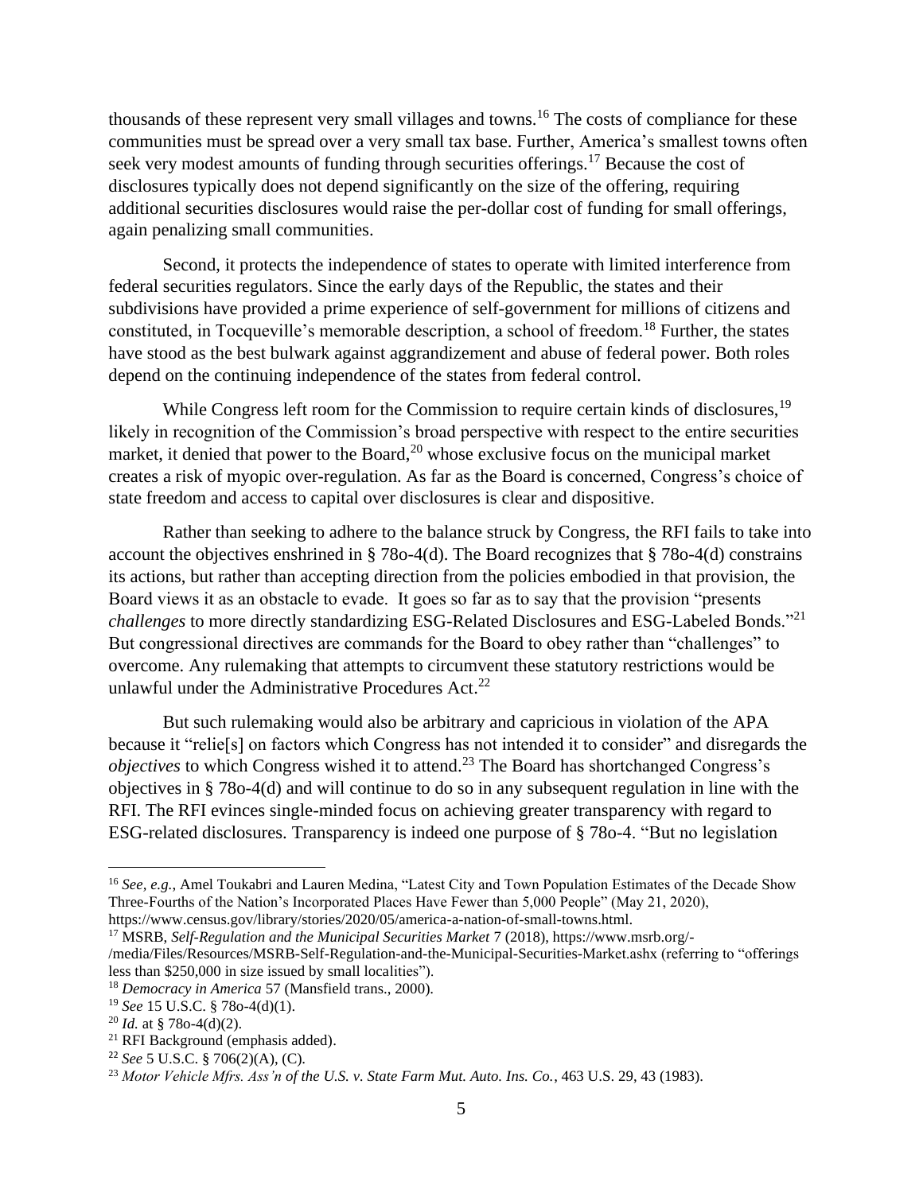thousands of these represent very small villages and towns.[16] The costs of compliance for these communities must be spread over a very small tax base. Further, America's smallest towns often seek very modest amounts of funding through securities offerings.[17] Because the cost of disclosures typically does not depend significantly on the size of the offering, requiring additional securities disclosures would raise the per-dollar cost of funding for small offerings, again penalizing small communities.

Second, it protects the independence of states to operate with limited interference from federal securities regulators. Since the early days of the Republic, the states and their subdivisions have provided a prime experience of self-government for millions of citizens and constituted, in Tocqueville's memorable description, a school of freedom.[18] Further, the states have stood as the best bulwark against aggrandizement and abuse of federal power. Both roles depend on the continuing independence of the states from federal control.

While Congress left room for the Commission to require certain kinds of disclosures,[19] likely in recognition of the Commission's broad perspective with respect to the entire securities market, it denied that power to the Board,[20] whose exclusive focus on the municipal market creates a risk of myopic over-regulation. As far as the Board is concerned, Congress's choice of state freedom and access to capital over disclosures is clear and dispositive.

Rather than seeking to adhere to the balance struck by Congress, the RFI fails to take into account the objectives enshrined in § 78o-4(d). The Board recognizes that § 78o-4(d) constrains its actions, but rather than accepting direction from the policies embodied in that provision, the Board views it as an obstacle to evade. It goes so far as to say that the provision "presents *challenges* to more directly standardizing ESG-Related Disclosures and ESG-Labeled Bonds."[21] But congressional directives are commands for the Board to obey rather than "challenges" to overcome. Any rulemaking that attempts to circumvent these statutory restrictions would be unlawful under the Administrative Procedures Act.[22]

But such rulemaking would also be arbitrary and capricious in violation of the APA because it "relie[s] on factors which Congress has not intended it to consider" and disregards the *objectives* to which Congress wished it to attend.[23] The Board has shortchanged Congress's objectives in § 78o-4(d) and will continue to do so in any subsequent regulation in line with the RFI. The RFI evinces single-minded focus on achieving greater transparency with regard to ESG-related disclosures. Transparency is indeed one purpose of § 78o-4. "But no legislation

---

[16] *See, e.g.*, Amel Toukabri and Lauren Medina, "Latest City and Town Population Estimates of the Decade Show Three-Fourths of the Nation's Incorporated Places Have Fewer than 5,000 People" (May 21, 2020), https://www.census.gov/library/stories/2020/05/america-a-nation-of-small-towns.html.

[17] MSRB, *Self-Regulation and the Municipal Securities Market* 7 (2018), https://www.msrb.org/-/media/Files/Resources/MSRB-Self-Regulation-and-the-Municipal-Securities-Market.ashx (referring to "offerings less than $250,000 in size issued by small localities").

[18] *Democracy in America* 57 (Mansfield trans., 2000).

[19] *See* 15 U.S.C. § 78o-4(d)(1).

[20] *Id.* at § 78o-4(d)(2).

[21] RFI Background (emphasis added).

[22] *See* 5 U.S.C. § 706(2)(A), (C).

[23] *Motor Vehicle Mfrs. Ass'n of the U.S. v. State Farm Mut. Auto. Ins. Co.*, 463 U.S. 29, 43 (1983).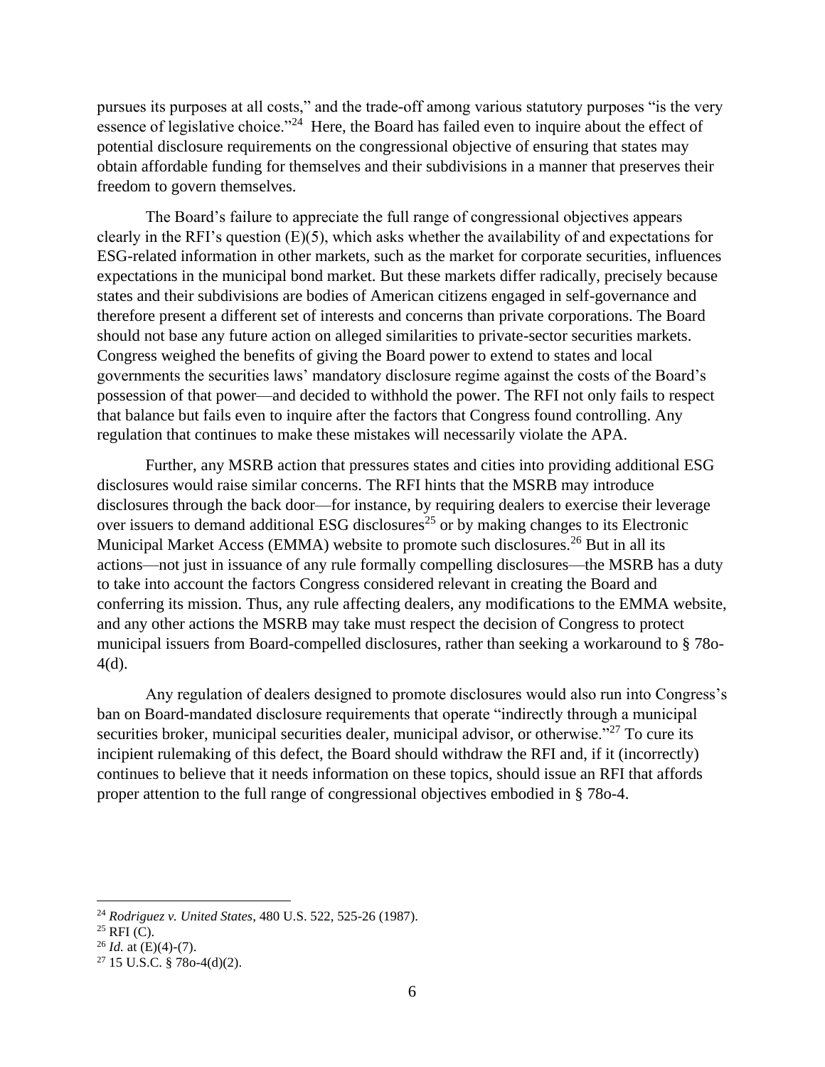pursues its purposes at all costs," and the trade-off among various statutory purposes "is the very essence of legislative choice."[24] Here, the Board has failed even to inquire about the effect of potential disclosure requirements on the congressional objective of ensuring that states may obtain affordable funding for themselves and their subdivisions in a manner that preserves their freedom to govern themselves.

The Board's failure to appreciate the full range of congressional objectives appears clearly in the RFI's question (E)(5), which asks whether the availability of and expectations for ESG-related information in other markets, such as the market for corporate securities, influences expectations in the municipal bond market. But these markets differ radically, precisely because states and their subdivisions are bodies of American citizens engaged in self-governance and therefore present a different set of interests and concerns than private corporations. The Board should not base any future action on alleged similarities to private-sector securities markets. Congress weighed the benefits of giving the Board power to extend to states and local governments the securities laws' mandatory disclosure regime against the costs of the Board's possession of that power—and decided to withhold the power. The RFI not only fails to respect that balance but fails even to inquire after the factors that Congress found controlling. Any regulation that continues to make these mistakes will necessarily violate the APA.

Further, any MSRB action that pressures states and cities into providing additional ESG disclosures would raise similar concerns. The RFI hints that the MSRB may introduce disclosures through the back door—for instance, by requiring dealers to exercise their leverage over issuers to demand additional ESG disclosures[25] or by making changes to its Electronic Municipal Market Access (EMMA) website to promote such disclosures.[26] But in all its actions—not just in issuance of any rule formally compelling disclosures—the MSRB has a duty to take into account the factors Congress considered relevant in creating the Board and conferring its mission. Thus, any rule affecting dealers, any modifications to the EMMA website, and any other actions the MSRB may take must respect the decision of Congress to protect municipal issuers from Board-compelled disclosures, rather than seeking a workaround to § 78o-4(d).

Any regulation of dealers designed to promote disclosures would also run into Congress's ban on Board-mandated disclosure requirements that operate "indirectly through a municipal securities broker, municipal securities dealer, municipal advisor, or otherwise."[27] To cure its incipient rulemaking of this defect, the Board should withdraw the RFI and, if it (incorrectly) continues to believe that it needs information on these topics, should issue an RFI that affords proper attention to the full range of congressional objectives embodied in § 78o-4.

---

[24] *Rodriguez v. United States*, 480 U.S. 522, 525-26 (1987).

[25] RFI (C).

[26] *Id.* at (E)(4)-(7).

[27] 15 U.S.C. § 78o-4(d)(2).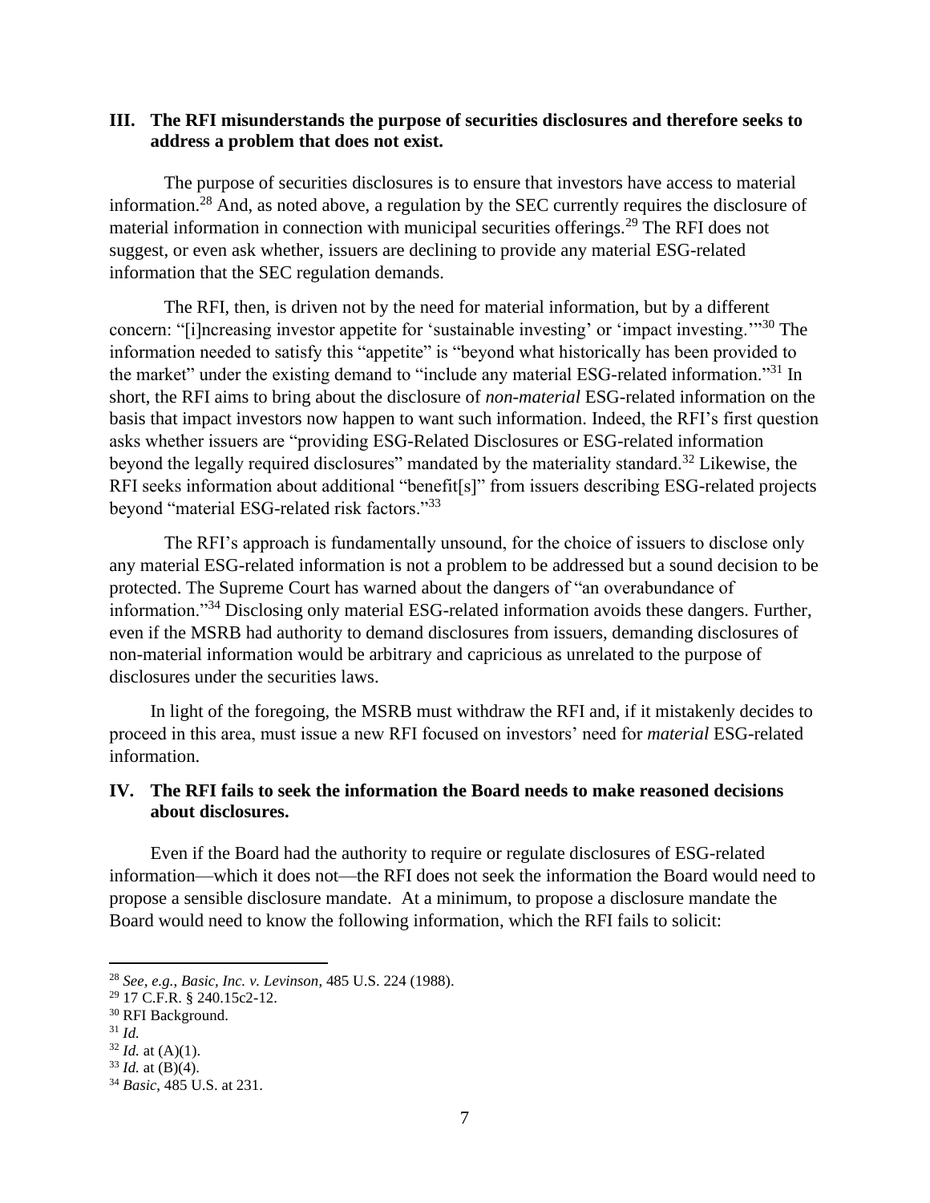## III. The RFI misunderstands the purpose of securities disclosures and therefore seeks to address a problem that does not exist.

The purpose of securities disclosures is to ensure that investors have access to material information.[28] And, as noted above, a regulation by the SEC currently requires the disclosure of material information in connection with municipal securities offerings.[29] The RFI does not suggest, or even ask whether, issuers are declining to provide any material ESG-related information that the SEC regulation demands.

The RFI, then, is driven not by the need for material information, but by a different concern: "[i]ncreasing investor appetite for 'sustainable investing' or 'impact investing.'"[30] The information needed to satisfy this "appetite" is "beyond what historically has been provided to the market" under the existing demand to "include any material ESG-related information."[31] In short, the RFI aims to bring about the disclosure of *non-material* ESG-related information on the basis that impact investors now happen to want such information. Indeed, the RFI's first question asks whether issuers are "providing ESG-Related Disclosures or ESG-related information beyond the legally required disclosures" mandated by the materiality standard.[32] Likewise, the RFI seeks information about additional "benefit[s]" from issuers describing ESG-related projects beyond "material ESG-related risk factors."[33]

The RFI's approach is fundamentally unsound, for the choice of issuers to disclose only any material ESG-related information is not a problem to be addressed but a sound decision to be protected. The Supreme Court has warned about the dangers of "an overabundance of information."[34] Disclosing only material ESG-related information avoids these dangers. Further, even if the MSRB had authority to demand disclosures from issuers, demanding disclosures of non-material information would be arbitrary and capricious as unrelated to the purpose of disclosures under the securities laws.

In light of the foregoing, the MSRB must withdraw the RFI and, if it mistakenly decides to proceed in this area, must issue a new RFI focused on investors' need for *material* ESG-related information.

## IV. The RFI fails to seek the information the Board needs to make reasoned decisions about disclosures.

Even if the Board had the authority to require or regulate disclosures of ESG-related information—which it does not—the RFI does not seek the information the Board would need to propose a sensible disclosure mandate. At a minimum, to propose a disclosure mandate the Board would need to know the following information, which the RFI fails to solicit:

---

[28] *See, e.g.*, *Basic, Inc. v. Levinson*, 485 U.S. 224 (1988).

[29] 17 C.F.R. § 240.15c2-12.

[30] RFI Background.

[31] *Id.*

[32] *Id.* at (A)(1).

[33] *Id.* at (B)(4).

[34] *Basic*, 485 U.S. at 231.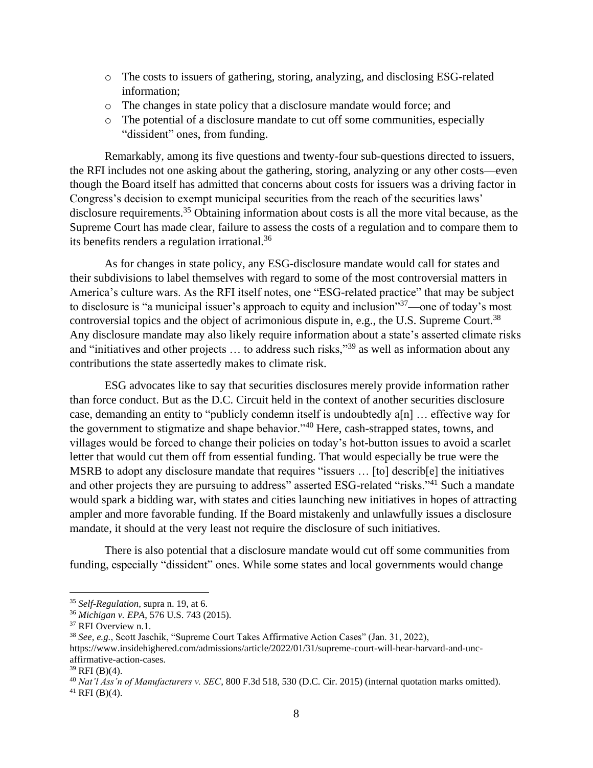- The costs to issuers of gathering, storing, analyzing, and disclosing ESG-related information;
- The changes in state policy that a disclosure mandate would force; and
- The potential of a disclosure mandate to cut off some communities, especially "dissident" ones, from funding.

Remarkably, among its five questions and twenty-four sub-questions directed to issuers, the RFI includes not one asking about the gathering, storing, analyzing or any other costs—even though the Board itself has admitted that concerns about costs for issuers was a driving factor in Congress's decision to exempt municipal securities from the reach of the securities laws' disclosure requirements.[35] Obtaining information about costs is all the more vital because, as the Supreme Court has made clear, failure to assess the costs of a regulation and to compare them to its benefits renders a regulation irrational.[36]

As for changes in state policy, any ESG-disclosure mandate would call for states and their subdivisions to label themselves with regard to some of the most controversial matters in America's culture wars. As the RFI itself notes, one "ESG-related practice" that may be subject to disclosure is "a municipal issuer's approach to equity and inclusion"[37]—one of today's most controversial topics and the object of acrimonious dispute in, e.g., the U.S. Supreme Court.[38] Any disclosure mandate may also likely require information about a state's asserted climate risks and "initiatives and other projects … to address such risks,"[39] as well as information about any contributions the state assertedly makes to climate risk.

ESG advocates like to say that securities disclosures merely provide information rather than force conduct. But as the D.C. Circuit held in the context of another securities disclosure case, demanding an entity to "publicly condemn itself is undoubtedly a[n] … effective way for the government to stigmatize and shape behavior."[40] Here, cash-strapped states, towns, and villages would be forced to change their policies on today's hot-button issues to avoid a scarlet letter that would cut them off from essential funding. That would especially be true were the MSRB to adopt any disclosure mandate that requires "issuers … [to] describ[e] the initiatives and other projects they are pursuing to address" asserted ESG-related "risks."[41] Such a mandate would spark a bidding war, with states and cities launching new initiatives in hopes of attracting ampler and more favorable funding. If the Board mistakenly and unlawfully issues a disclosure mandate, it should at the very least not require the disclosure of such initiatives.

There is also potential that a disclosure mandate would cut off some communities from funding, especially "dissident" ones. While some states and local governments would change

---

[35] *Self-Regulation*, supra n. 19, at 6.

[36] *Michigan v. EPA*, 576 U.S. 743 (2015).

[37] RFI Overview n.1.

[38] *See, e.g.*, Scott Jaschik, "Supreme Court Takes Affirmative Action Cases" (Jan. 31, 2022), https://www.insidehighered.com/admissions/article/2022/01/31/supreme-court-will-hear-harvard-and-unc-affirmative-action-cases.

[39] RFI (B)(4).

[40] *Nat'l Ass'n of Manufacturers v. SEC*, 800 F.3d 518, 530 (D.C. Cir. 2015) (internal quotation marks omitted).

[41] RFI (B)(4).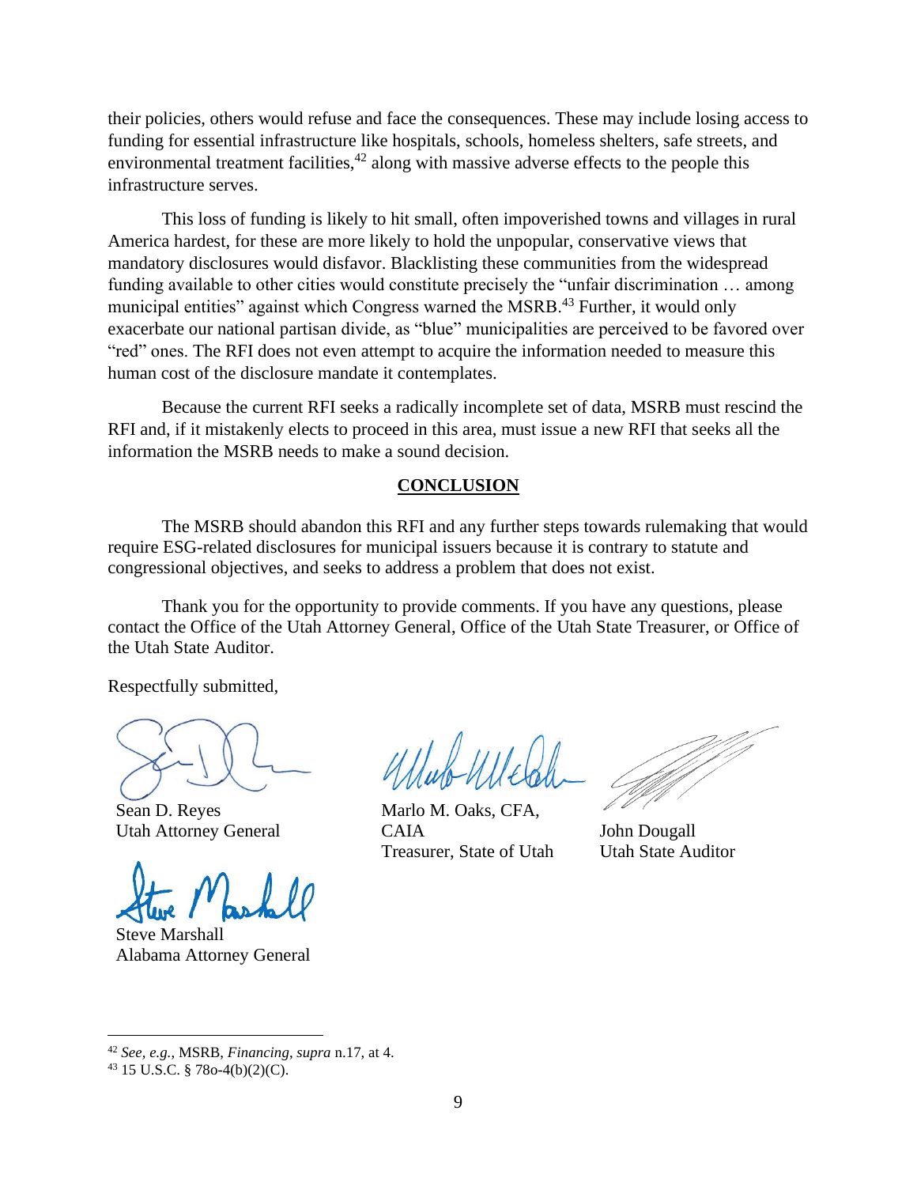their policies, others would refuse and face the consequences. These may include losing access to funding for essential infrastructure like hospitals, schools, homeless shelters, safe streets, and environmental treatment facilities,[42] along with massive adverse effects to the people this infrastructure serves.

This loss of funding is likely to hit small, often impoverished towns and villages in rural America hardest, for these are more likely to hold the unpopular, conservative views that mandatory disclosures would disfavor. Blacklisting these communities from the widespread funding available to other cities would constitute precisely the "unfair discrimination … among municipal entities" against which Congress warned the MSRB.[43] Further, it would only exacerbate our national partisan divide, as "blue" municipalities are perceived to be favored over "red" ones. The RFI does not even attempt to acquire the information needed to measure this human cost of the disclosure mandate it contemplates.

Because the current RFI seeks a radically incomplete set of data, MSRB must rescind the RFI and, if it mistakenly elects to proceed in this area, must issue a new RFI that seeks all the information the MSRB needs to make a sound decision.

## CONCLUSION

The MSRB should abandon this RFI and any further steps towards rulemaking that would require ESG-related disclosures for municipal issuers because it is contrary to statute and congressional objectives, and seeks to address a problem that does not exist.

Thank you for the opportunity to provide comments. If you have any questions, please contact the Office of the Utah Attorney General, Office of the Utah State Treasurer, or Office of the Utah State Auditor.

Respectfully submitted,

Sean D. Reyes
Utah Attorney General

Marlo M. Oaks, CFA, CAIA
Treasurer, State of Utah

John Dougall
Utah State Auditor

Steve Marshall
Alabama Attorney General

---

[42] *See, e.g.*, MSRB, *Financing*, *supra* n.17, at 4.

[43] 15 U.S.C. § 78o-4(b)(2)(C).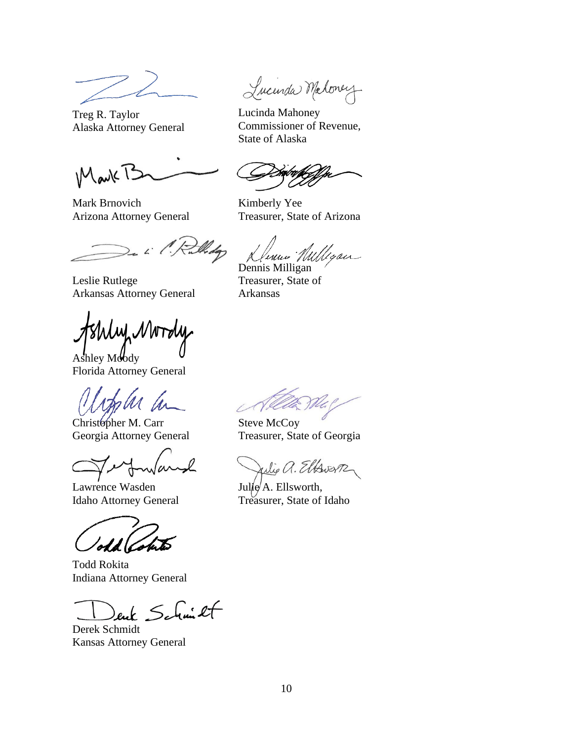Treg R. Taylor
Alaska Attorney General

Lucinda Mahoney
Commissioner of Revenue,
State of Alaska

Mark Brnovich
Arizona Attorney General

Kimberly Yee
Treasurer, State of Arizona

Leslie Rutlege
Arkansas Attorney General

Dennis Milligan
Treasurer, State of
Arkansas

Ashley Moody
Florida Attorney General

Christopher M. Carr
Georgia Attorney General

Steve McCoy
Treasurer, State of Georgia

Lawrence Wasden
Idaho Attorney General

Julie A. Ellsworth,
Treasurer, State of Idaho

Todd Rokita
Indiana Attorney General

Derek Schmidt
Kansas Attorney General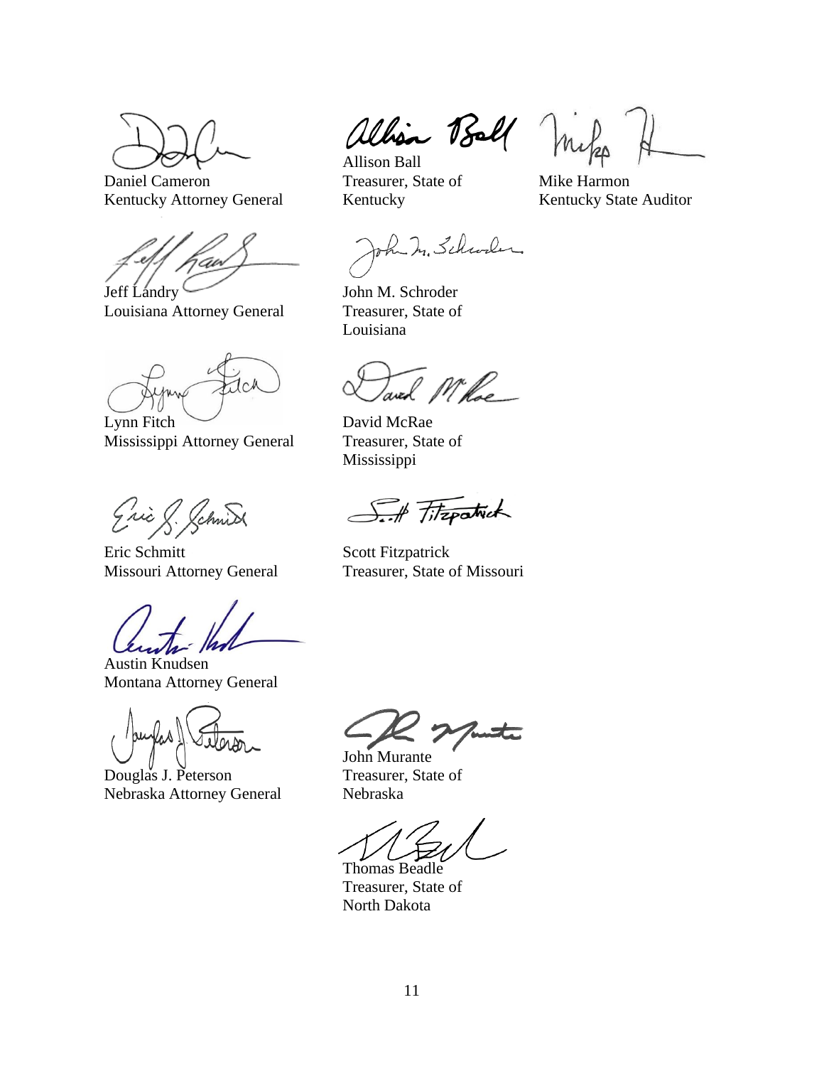Daniel Cameron
Kentucky Attorney General

Allison Ball
Treasurer, State of Kentucky

Mike Harmon
Kentucky State Auditor

Jeff Landry
Louisiana Attorney General

John M. Schroder
Treasurer, State of Louisiana

Lynn Fitch
Mississippi Attorney General

David McRae
Treasurer, State of Mississippi

Eric Schmitt
Missouri Attorney General

Scott Fitzpatrick
Treasurer, State of Missouri

Austin Knudsen
Montana Attorney General

Douglas J. Peterson
Nebraska Attorney General

John Murante
Treasurer, State of Nebraska

Thomas Beadle
Treasurer, State of North Dakota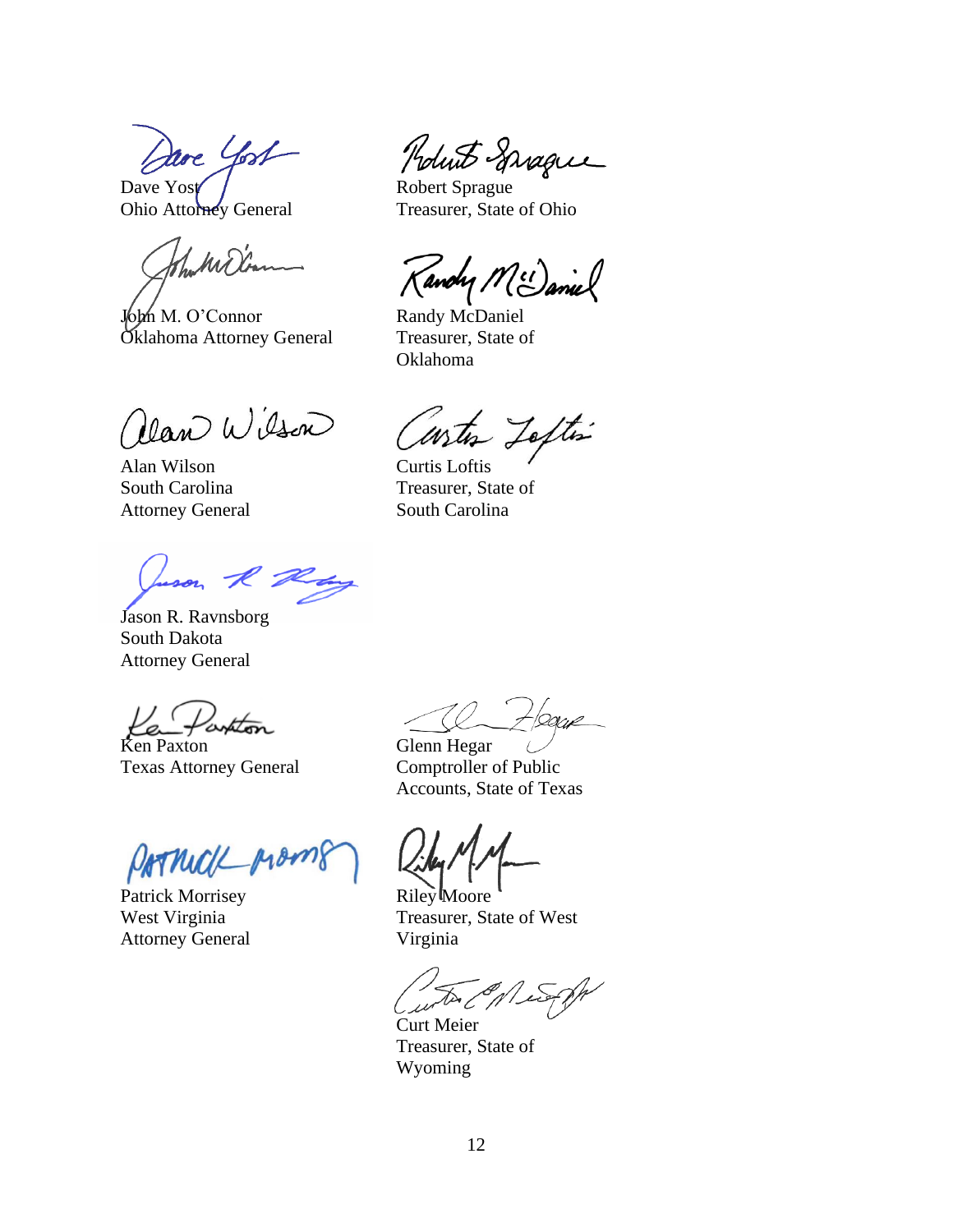Dave Yost
Ohio Attorney General

Robert Sprague
Treasurer, State of Ohio

John M. O'Connor
Oklahoma Attorney General

Randy McDaniel
Treasurer, State of Oklahoma

Alan Wilson
South Carolina Attorney General

Curtis Loftis
Treasurer, State of South Carolina

Jason R. Ravnsborg
South Dakota Attorney General

Ken Paxton
Texas Attorney General

Glenn Hegar
Comptroller of Public Accounts, State of Texas

Patrick Morrisey
West Virginia Attorney General

Riley Moore
Treasurer, State of West Virginia

Curt Meier
Treasurer, State of Wyoming